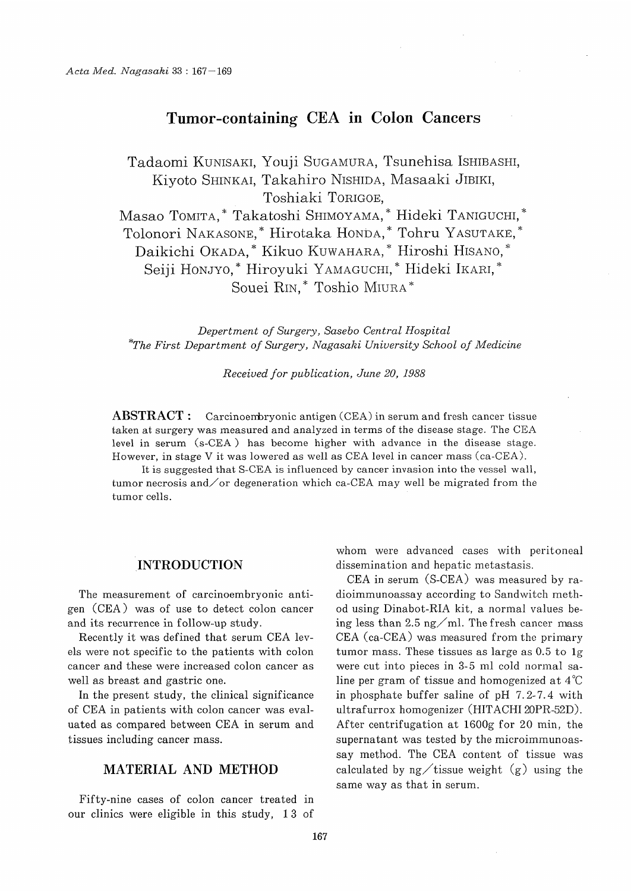# Tumor-containing CEA in Colon Cancers

Tadaomi KUNISAKI, Youji SUGAMURA, Tsunehisa ISHIBASHI, Kiyoto SHINKAI, Takahiro NISHIDA, Masaaki JIBIKI, Toshiaki TORIGOE, Masao TOMITA,* Takatoshi SHIMOYAMA,* Hideki TANIGUCHI,* Tolonori NAKASONE,* Hirotaka HONDA,* Tohru YASUTAKE,* Daikichi OKADA,* Kikuo KUWAHARA,* Hiroshi HISANO,* Seiji HONJYO,* Hiroyuki YAMAGUCHI,* Hideki IKARI,* Souei RIN,* Toshio MIURA*

*Depertment of Surgery, Sasebo Central Hospital*
*\*The First Department of Surgery, Nagasaki University School of Medicine*

*Received for publication, June 20, 1988*

**ABSTRACT :** Carcinoembryonic antigen (CEA) in serum and fresh cancer tissue taken at surgery was measured and analyzed in terms of the disease stage. The CEA level in serum (s-CEA) has become higher with advance in the disease stage. However, in stage V it was lowered as well as CEA level in cancer mass (ca-CEA).

It is suggested that S-CEA is influenced by cancer invasion into the vessel wall, tumor necrosis and/or degeneration which ca-CEA may well be migrated from the tumor cells.

## INTRODUCTION

The measurement of carcinoembryonic antigen (CEA) was of use to detect colon cancer and its recurrence in follow-up study.

Recently it was defined that serum CEA levels were not specific to the patients with colon cancer and these were increased colon cancer as well as breast and gastric one.

In the present study, the clinical significance of CEA in patients with colon cancer was evaluated as compared between CEA in serum and tissues including cancer mass.

## MATERIAL AND METHOD

Fifty-nine cases of colon cancer treated in our clinics were eligible in this study, 13 of whom were advanced cases with peritoneal dissemination and hepatic metastasis.

CEA in serum (S-CEA) was measured by radioimmunoassay according to Sandwitch method using Dinabot-RIA kit, a normal values being less than 2.5 ng/ml. The fresh cancer mass CEA (ca-CEA) was measured from the primary tumor mass. These tissues as large as 0.5 to 1g were cut into pieces in 3-5 ml cold normal saline per gram of tissue and homogenized at 4℃ in phosphate buffer saline of pH 7.2-7.4 with ultrafurrox homogenizer (HITACHI 20PR-52D). After centrifugation at 1600g for 20 min, the supernatant was tested by the microimmunoassay method. The CEA content of tissue was calculated by ng/tissue weight (g) using the same way as that in serum.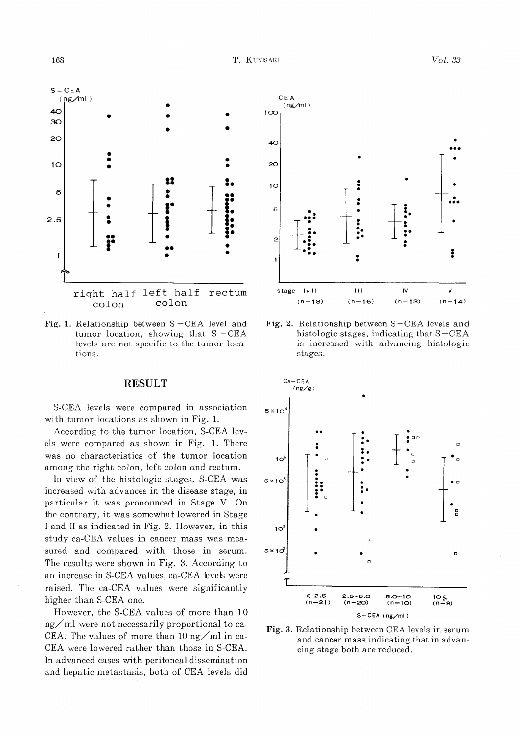Fig. 1. Relationship between S-CEA level and tumor location, showing that S-CEA levels are not specific to the tumor locations.

Fig. 2. Relationship between S-CEA levels and histologic stages, indicating that S-CEA is increased with advancing histologic stages.

## RESULT

S-CEA levels were compared in association with tumor locations as shown in Fig. 1.

According to the tumor location, S-CEA levels were compared as shown in Fig. 1. There was no characteristics of the tumor location among the right colon, left colon and rectum.

In view of the histologic stages, S-CEA was increased with advances in the disease stage, in particular it was pronounced in Stage V. On the contrary, it was somewhat lowered in Stage I and II as indicated in Fig. 2. However, in this study ca-CEA values in cancer mass was measured and compared with those in serum. The results were shown in Fig. 3. According to an increase in S-CEA values, ca-CEA levels were raised. The ca-CEA values were significantly higher than S-CEA one.

However, the S-CEA values of more than 10 ng/ml were not necessarily proportional to ca-CEA. The values of more than 10 ng/ml in ca-CEA were lowered rather than those in S-CEA. In advanced cases with peritoneal dissemination and hepatic metastasis, both of CEA levels did

Fig. 3. Relationship between CEA levels in serum and cancer mass indicating that in advancing stage both are reduced.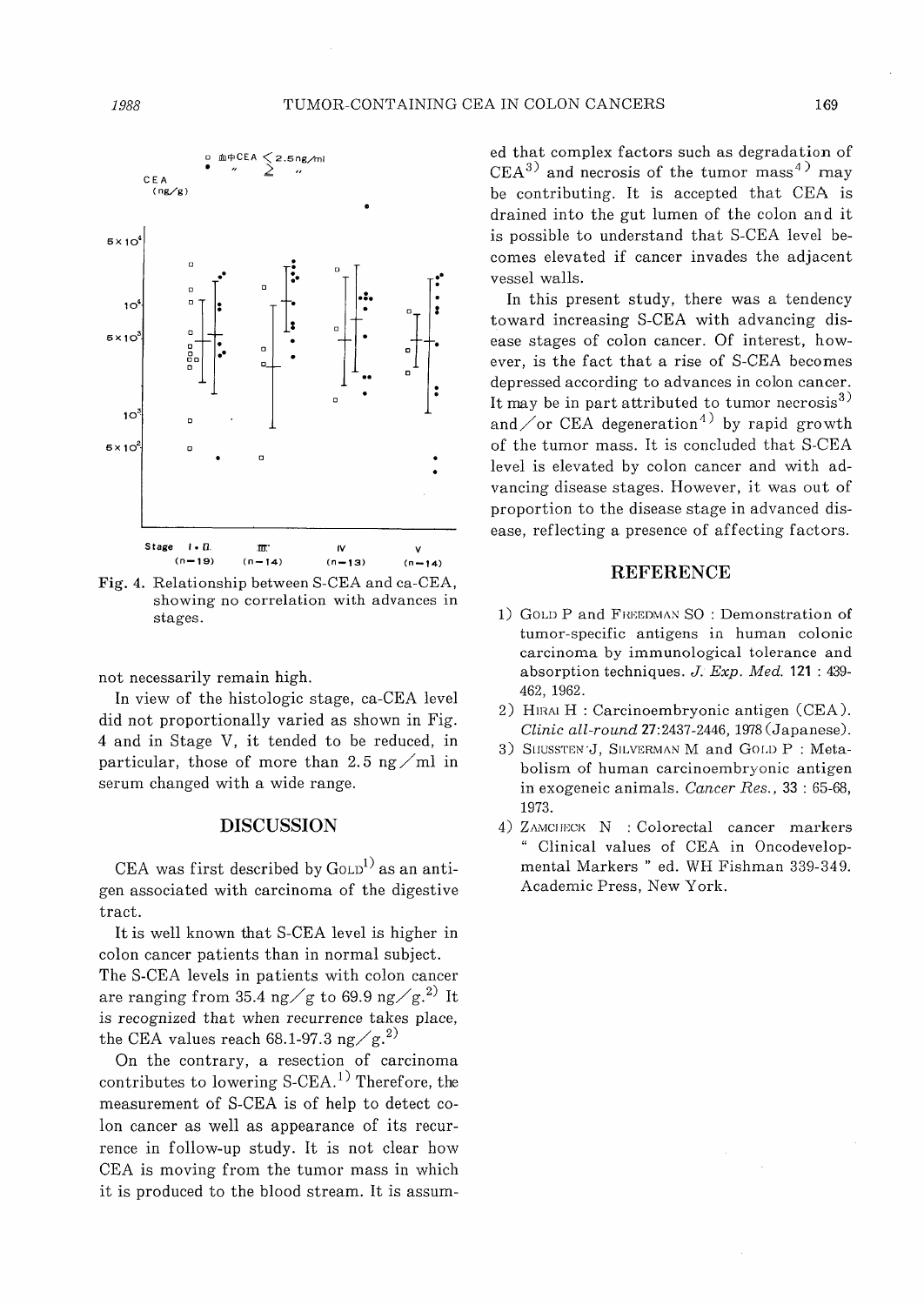□ 血中CEA < 2.5ng/ml
● 〃 ≧ 〃

CEA (ng/g)

5×10⁴

10⁴

5×10³

10³

5×10²

Stage I・II (n=19) III (n=14) IV (n=13) V (n=14)

Fig. 4. Relationship between S-CEA and ca-CEA, showing no correlation with advances in stages.

not necessarily remain high.

In view of the histologic stage, ca-CEA level did not proportionally varied as shown in Fig. 4 and in Stage V, it tended to be reduced, in particular, those of more than 2.5 ng/ml in serum changed with a wide range.

## DISCUSSION

CEA was first described by GOLD[1] as an antigen associated with carcinoma of the digestive tract.

It is well known that S-CEA level is higher in colon cancer patients than in normal subject. The S-CEA levels in patients with colon cancer are ranging from 35.4 ng/g to 69.9 ng/g.[2] It is recognized that when recurrence takes place, the CEA values reach 68.1-97.3 ng/g.[2]

On the contrary, a resection of carcinoma contributes to lowering S-CEA.[1] Therefore, the measurement of S-CEA is of help to detect colon cancer as well as appearance of its recurrence in follow-up study. It is not clear how CEA is moving from the tumor mass in which it is produced to the blood stream. It is assumed that complex factors such as degradation of CEA[3] and necrosis of the tumor mass[4] may be contributing. It is accepted that CEA is drained into the gut lumen of the colon and it is possible to understand that S-CEA level becomes elevated if cancer invades the adjacent vessel walls.

In this present study, there was a tendency toward increasing S-CEA with advancing disease stages of colon cancer. Of interest, however, is the fact that a rise of S-CEA becomes depressed according to advances in colon cancer. It may be in part attributed to tumor necrosis[3] and/or CEA degeneration[4] by rapid growth of the tumor mass. It is concluded that S-CEA level is elevated by colon cancer and with advancing disease stages. However, it was out of proportion to the disease stage in advanced disease, reflecting a presence of affecting factors.

## REFERENCE

1) GOLD P and FREEDMAN SO : Demonstration of tumor-specific antigens in human colonic carcinoma by immunological tolerance and absorption techniques. *J. Exp. Med.* 121 : 439-462, 1962.
2) HIRAI H : Carcinoembryonic antigen (CEA). *Clinic all-round* 27:2437-2446, 1978 (Japanese).
3) SHUSSTEN J, SILVERMAN M and GOLD P : Metabolism of human carcinoembryonic antigen in exogeneic animals. *Cancer Res.*, 33 : 65-68, 1973.
4) ZAMCHECK N : Colorectal cancer markers " Clinical values of CEA in Oncodevelopmental Markers " ed. WH Fishman 339-349. Academic Press, New York.